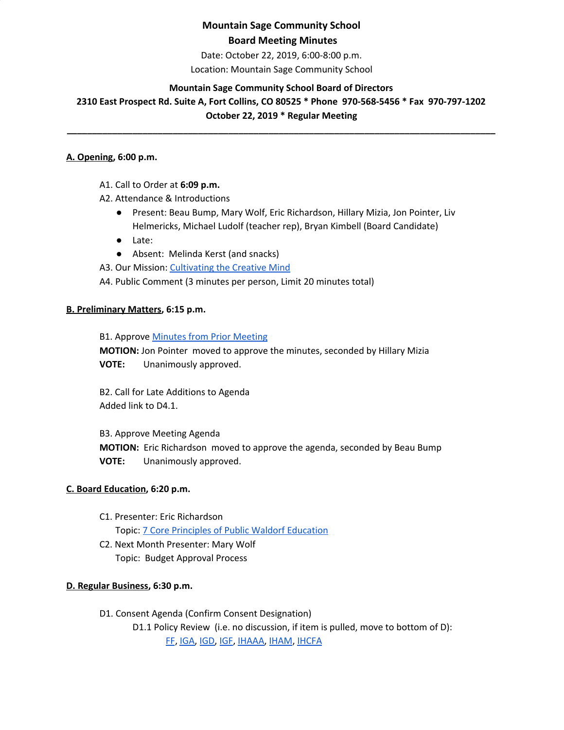**Mountain Sage Community School**
**Board Meeting Minutes**

Date: October 22, 2019, 6:00-8:00 p.m.
Location: Mountain Sage Community School

**Mountain Sage Community School Board of Directors**
**2310 East Prospect Rd. Suite A, Fort Collins, CO 80525 * Phone 970-568-5456 * Fax 970-797-1202**
**October 22, 2019 * Regular Meeting**

---

**A. Opening, 6:00 p.m.**

A1. Call to Order at **6:09 p.m.**

A2. Attendance & Introductions

- Present: Beau Bump, Mary Wolf, Eric Richardson, Hillary Mizia, Jon Pointer, Liv Helmericks, Michael Ludolf (teacher rep), Bryan Kimbell (Board Candidate)
- Late:
- Absent: Melinda Kerst (and snacks)

A3. Our Mission: Cultivating the Creative Mind

A4. Public Comment (3 minutes per person, Limit 20 minutes total)

**B. Preliminary Matters, 6:15 p.m.**

B1. Approve Minutes from Prior Meeting

**MOTION:** Jon Pointer moved to approve the minutes, seconded by Hillary Mizia

**VOTE:** Unanimously approved.

B2. Call for Late Additions to Agenda

Added link to D4.1.

B3. Approve Meeting Agenda

**MOTION:** Eric Richardson moved to approve the agenda, seconded by Beau Bump

**VOTE:** Unanimously approved.

**C. Board Education, 6:20 p.m.**

C1. Presenter: Eric Richardson
Topic: 7 Core Principles of Public Waldorf Education

C2. Next Month Presenter: Mary Wolf
Topic: Budget Approval Process

**D. Regular Business, 6:30 p.m.**

D1. Consent Agenda (Confirm Consent Designation)

D1.1 Policy Review (i.e. no discussion, if item is pulled, move to bottom of D):
FF, IGA, IGD, IGF, IHAAA, IHAM, IHCFA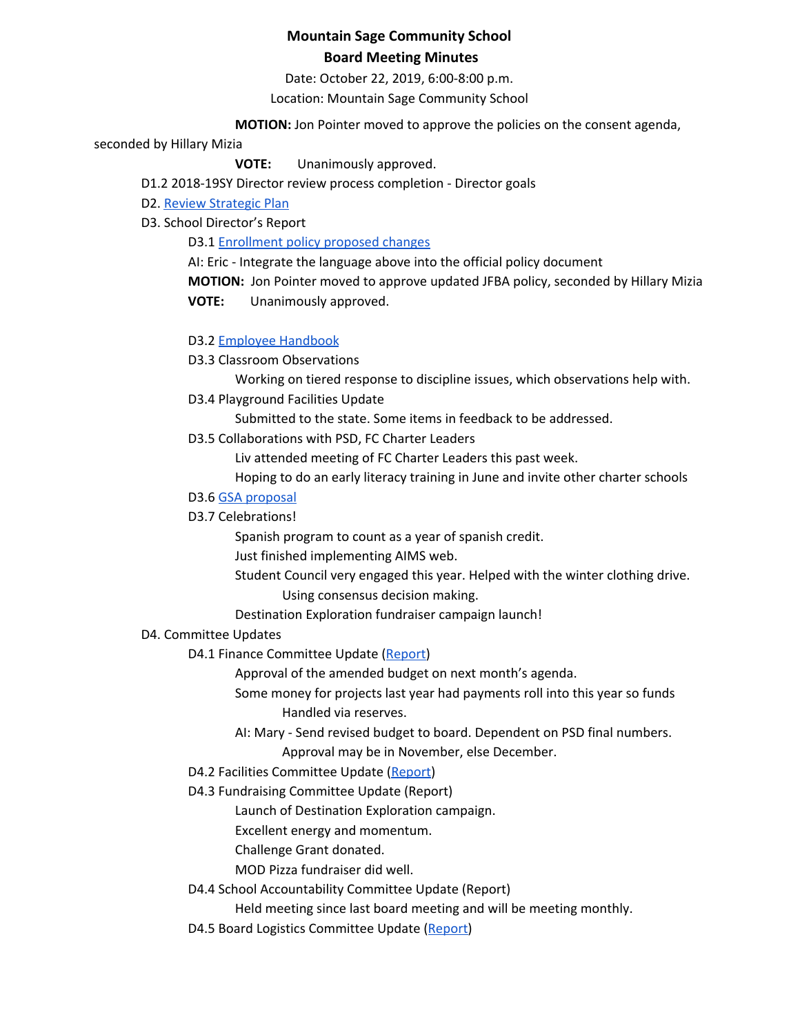# Mountain Sage Community School

## Board Meeting Minutes

Date: October 22, 2019, 6:00-8:00 p.m.

Location: Mountain Sage Community School

**MOTION:** Jon Pointer moved to approve the policies on the consent agenda, seconded by Hillary Mizia

**VOTE:** Unanimously approved.

- D1.2 2018-19SY Director review process completion - Director goals
- D2. Review Strategic Plan
- D3. School Director's Report
  - D3.1 Enrollment policy proposed changes

    AI: Eric - Integrate the language above into the official policy document

    **MOTION:** Jon Pointer moved to approve updated JFBA policy, seconded by Hillary Mizia

    **VOTE:** Unanimously approved.

  - D3.2 Employee Handbook
  - D3.3 Classroom Observations
    - Working on tiered response to discipline issues, which observations help with.
  - D3.4 Playground Facilities Update
    - Submitted to the state. Some items in feedback to be addressed.
  - D3.5 Collaborations with PSD, FC Charter Leaders
    - Liv attended meeting of FC Charter Leaders this past week.
    - Hoping to do an early literacy training in June and invite other charter schools
  - D3.6 GSA proposal
  - D3.7 Celebrations!
    - Spanish program to count as a year of spanish credit.
    - Just finished implementing AIMS web.
    - Student Council very engaged this year. Helped with the winter clothing drive.
      - Using consensus decision making.
    - Destination Exploration fundraiser campaign launch!
- D4. Committee Updates
  - D4.1 Finance Committee Update (Report)
    - Approval of the amended budget on next month's agenda.
    - Some money for projects last year had payments roll into this year so funds
      - Handled via reserves.
    - AI: Mary - Send revised budget to board. Dependent on PSD final numbers.
      - Approval may be in November, else December.
  - D4.2 Facilities Committee Update (Report)
  - D4.3 Fundraising Committee Update (Report)
    - Launch of Destination Exploration campaign.
    - Excellent energy and momentum.
    - Challenge Grant donated.
    - MOD Pizza fundraiser did well.
  - D4.4 School Accountability Committee Update (Report)
    - Held meeting since last board meeting and will be meeting monthly.
  - D4.5 Board Logistics Committee Update (Report)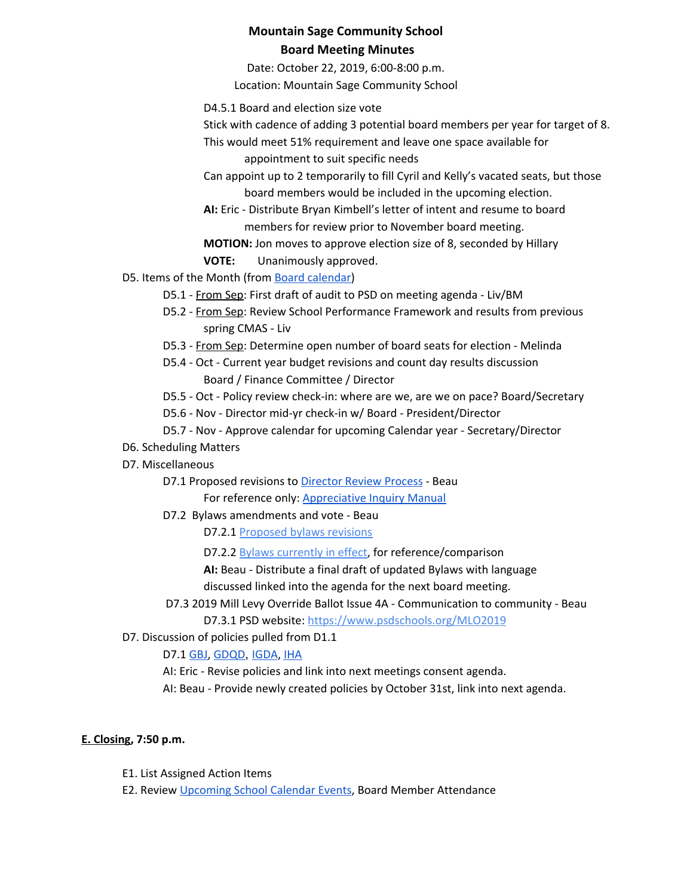**Mountain Sage Community School**
**Board Meeting Minutes**

Date: October 22, 2019, 6:00-8:00 p.m.
Location: Mountain Sage Community School

D4.5.1 Board and election size vote

Stick with cadence of adding 3 potential board members per year for target of 8. This would meet 51% requirement and leave one space available for appointment to suit specific needs

Can appoint up to 2 temporarily to fill Cyril and Kelly's vacated seats, but those board members would be included in the upcoming election.

**AI:** Eric - Distribute Bryan Kimbell's letter of intent and resume to board members for review prior to November board meeting.

**MOTION:** Jon moves to approve election size of 8, seconded by Hillary

**VOTE:** Unanimously approved.

- D5. Items of the Month (from Board calendar)
  - D5.1 - From Sep: First draft of audit to PSD on meeting agenda - Liv/BM
  - D5.2 - From Sep: Review School Performance Framework and results from previous spring CMAS - Liv
  - D5.3 - From Sep: Determine open number of board seats for election - Melinda
  - D5.4 - Oct - Current year budget revisions and count day results discussion Board / Finance Committee / Director
  - D5.5 - Oct - Policy review check-in: where are we, are we on pace? Board/Secretary
  - D5.6 - Nov - Director mid-yr check-in w/ Board - President/Director
  - D5.7 - Nov - Approve calendar for upcoming Calendar year - Secretary/Director
- D6. Scheduling Matters
- D7. Miscellaneous
  - D7.1 Proposed revisions to Director Review Process - Beau
    For reference only: Appreciative Inquiry Manual
  - D7.2 Bylaws amendments and vote - Beau
    - D7.2.1 Proposed bylaws revisions
    - D7.2.2 Bylaws currently in effect, for reference/comparison

    **AI:** Beau - Distribute a final draft of updated Bylaws with language discussed linked into the agenda for the next board meeting.
  - D7.3 2019 Mill Levy Override Ballot Issue 4A - Communication to community - Beau
    - D7.3.1 PSD website: https://www.psdschools.org/MLO2019
- D7. Discussion of policies pulled from D1.1
  - D7.1 GBJ, GDQD, IGDA, IHA

    AI: Eric - Revise policies and link into next meetings consent agenda.

    AI: Beau - Provide newly created policies by October 31st, link into next agenda.

**E. Closing, 7:50 p.m.**

- E1. List Assigned Action Items
- E2. Review Upcoming School Calendar Events, Board Member Attendance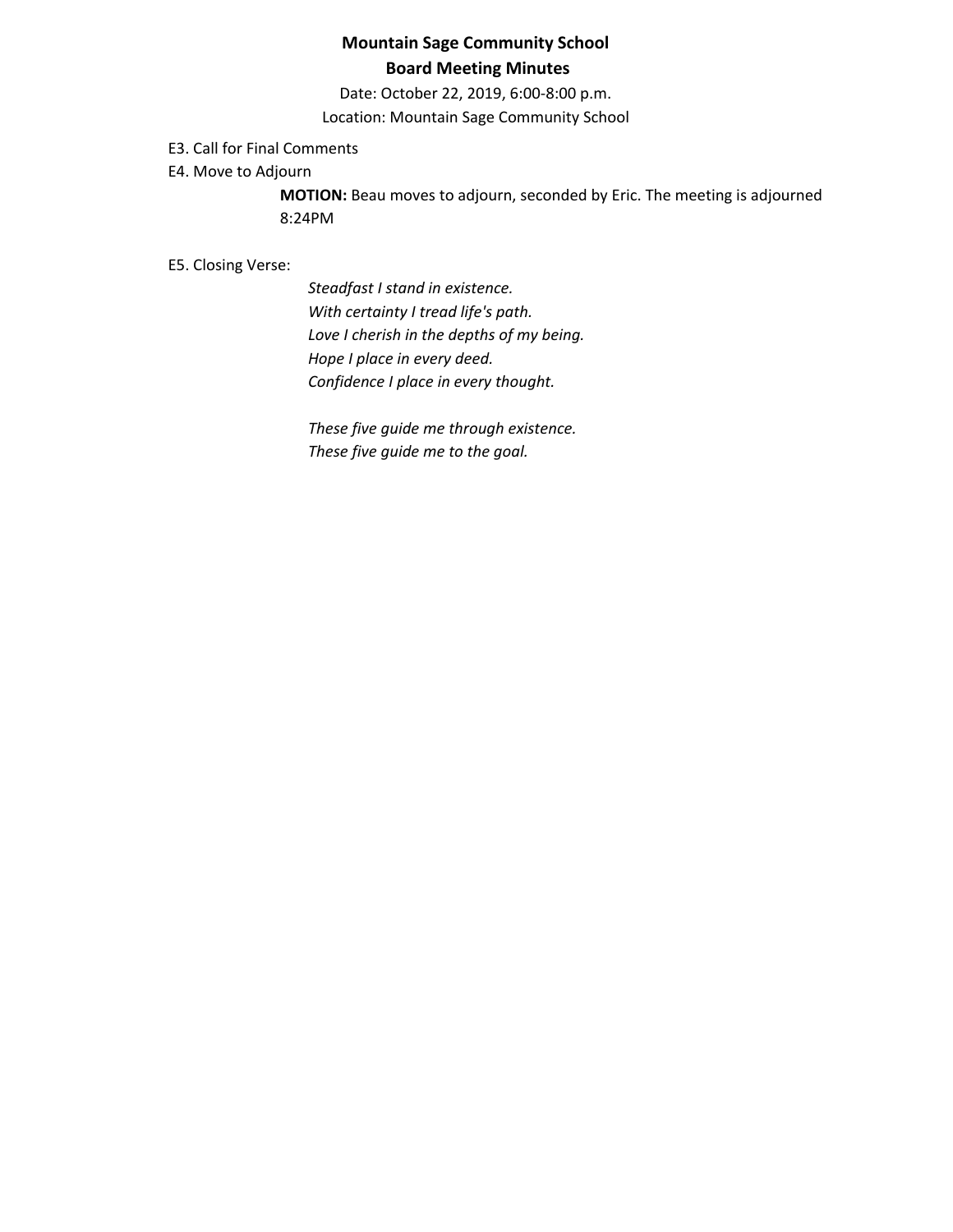**Mountain Sage Community School**
**Board Meeting Minutes**

Date: October 22, 2019, 6:00-8:00 p.m.
Location: Mountain Sage Community School

E3. Call for Final Comments

E4. Move to Adjourn

> **MOTION:** Beau moves to adjourn, seconded by Eric. The meeting is adjourned 8:24PM

E5. Closing Verse:

> *Steadfast I stand in existence.*
> *With certainty I tread life's path.*
> *Love I cherish in the depths of my being.*
> *Hope I place in every deed.*
> *Confidence I place in every thought.*
>
> *These five guide me through existence.*
> *These five guide me to the goal.*